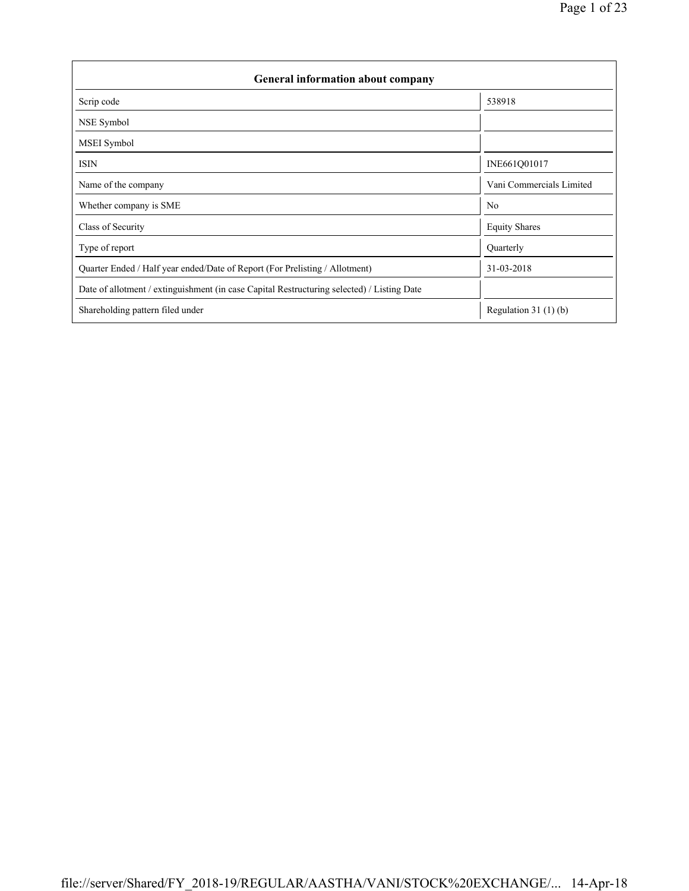| General information about company | |
|---|---|
| Scrip code | 538918 |
| NSE Symbol | |
| MSEI Symbol | |
| ISIN | INE661Q01017 |
| Name of the company | Vani Commercials Limited |
| Whether company is SME | No |
| Class of Security | Equity Shares |
| Type of report | Quarterly |
| Quarter Ended / Half year ended/Date of Report (For Prelisting / Allotment) | 31-03-2018 |
| Date of allotment / extinguishment (in case Capital Restructuring selected) / Listing Date | |
| Shareholding pattern filed under | Regulation 31 (1) (b) |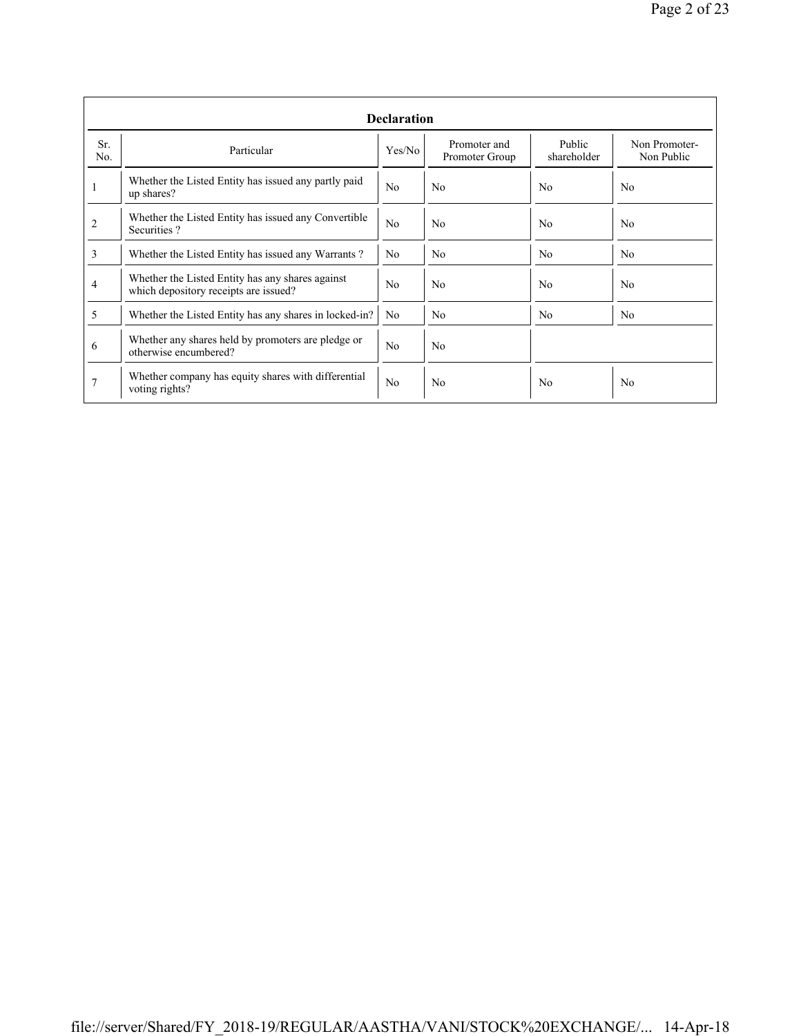| Declaration | | | | | |
|---|---|---|---|---|---|
| Sr. No. | Particular | Yes/No | Promoter and Promoter Group | Public shareholder | Non Promoter-Non Public |
| 1 | Whether the Listed Entity has issued any partly paid up shares? | No | No | No | No |
| 2 | Whether the Listed Entity has issued any Convertible Securities ? | No | No | No | No |
| 3 | Whether the Listed Entity has issued any Warrants ? | No | No | No | No |
| 4 | Whether the Listed Entity has any shares against which depository receipts are issued? | No | No | No | No |
| 5 | Whether the Listed Entity has any shares in locked-in? | No | No | No | No |
| 6 | Whether any shares held by promoters are pledge or otherwise encumbered? | No | No | | |
| 7 | Whether company has equity shares with differential voting rights? | No | No | No | No |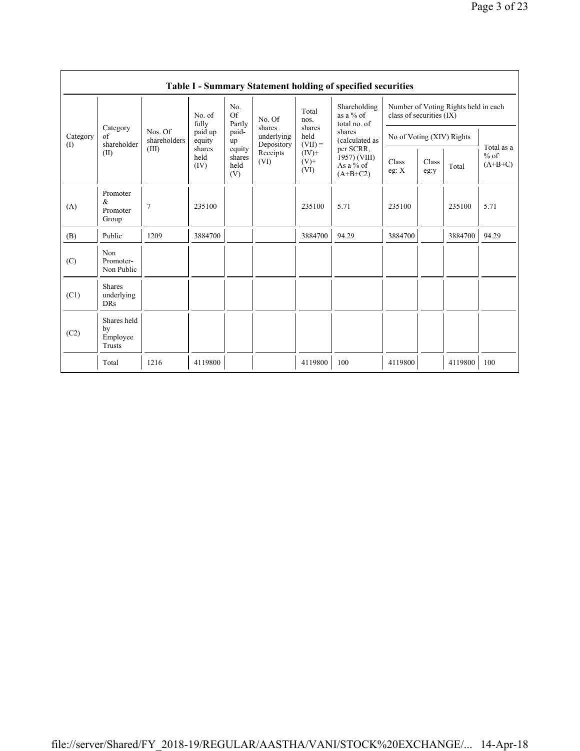## Table I - Summary Statement holding of specified securities

| Category (I) | Category of shareholder (II) | Nos. Of shareholders (III) | No. of fully paid up equity shares held (IV) | No. Of Partly paid-up equity shares held (V) | No. Of shares underlying Depository Receipts (VI) | Total nos. shares held (VII) = (IV)+ (V)+ (VI) | Shareholding as a % of total no. of shares (calculated as per SCRR, 1957) (VIII) As a % of (A+B+C2) | Number of Voting Rights held in each class of securities (IX) | | | |
|---|---|---|---|---|---|---|---|---|---|---|---|
| | | | | | | | | No of Voting (XIV) Rights | | | Total as a % of (A+B+C) |
| | | | | | | | | Class eg: X | Class eg:y | Total | |
| (A) | Promoter & Promoter Group | 7 | 235100 | | | 235100 | 5.71 | 235100 | | 235100 | 5.71 |
| (B) | Public | 1209 | 3884700 | | | 3884700 | 94.29 | 3884700 | | 3884700 | 94.29 |
| (C) | Non Promoter- Non Public | | | | | | | | | | |
| (C1) | Shares underlying DRs | | | | | | | | | | |
| (C2) | Shares held by Employee Trusts | | | | | | | | | | |
| | Total | 1216 | 4119800 | | | 4119800 | 100 | 4119800 | | 4119800 | 100 |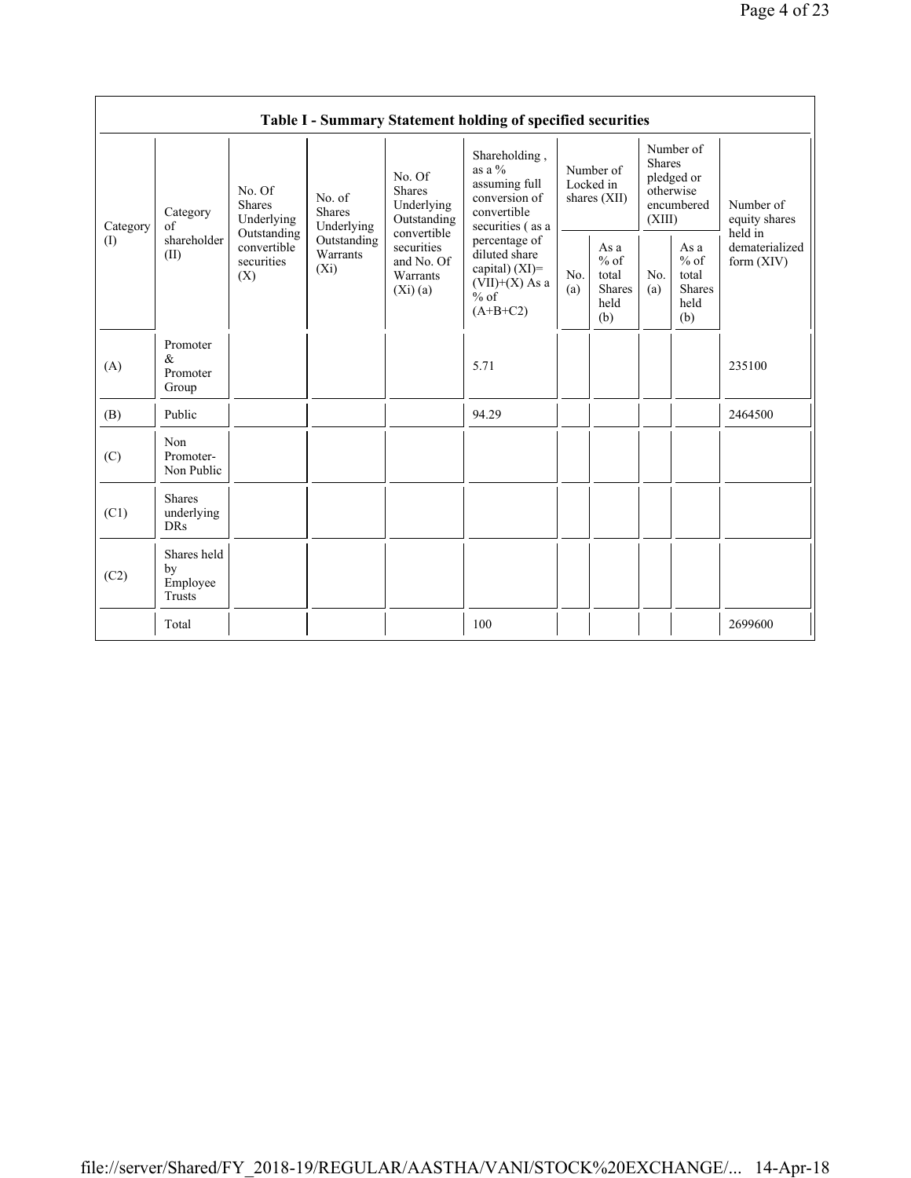| Table I - Summary Statement holding of specified securities | | | | | | | | | | | |
|---|---|---|---|---|---|---|---|---|---|---|---|
| Category (I) | Category of shareholder (II) | No. Of Shares Underlying Outstanding convertible securities (X) | No. of Shares Underlying Outstanding Warrants (Xi) | No. Of Shares Underlying Outstanding convertible securities and No. Of Warrants (Xi) (a) | Shareholding , as a % assuming full conversion of convertible securities ( as a percentage of diluted share capital) (XI)= (VII)+(X) As a % of (A+B+C2) | Number of Locked in shares (XII) | | Number of Shares pledged or otherwise encumbered (XIII) | | Number of equity shares held in dematerialized form (XIV) |
| | | | | | | No. (a) | As a % of total Shares held (b) | No. (a) | As a % of total Shares held (b) | |
| (A) | Promoter & Promoter Group | | | | 5.71 | | | | | 235100 |
| (B) | Public | | | | 94.29 | | | | | 2464500 |
| (C) | Non Promoter- Non Public | | | | | | | | | |
| (C1) | Shares underlying DRs | | | | | | | | | |
| (C2) | Shares held by Employee Trusts | | | | | | | | | |
| | Total | | | | 100 | | | | | 2699600 |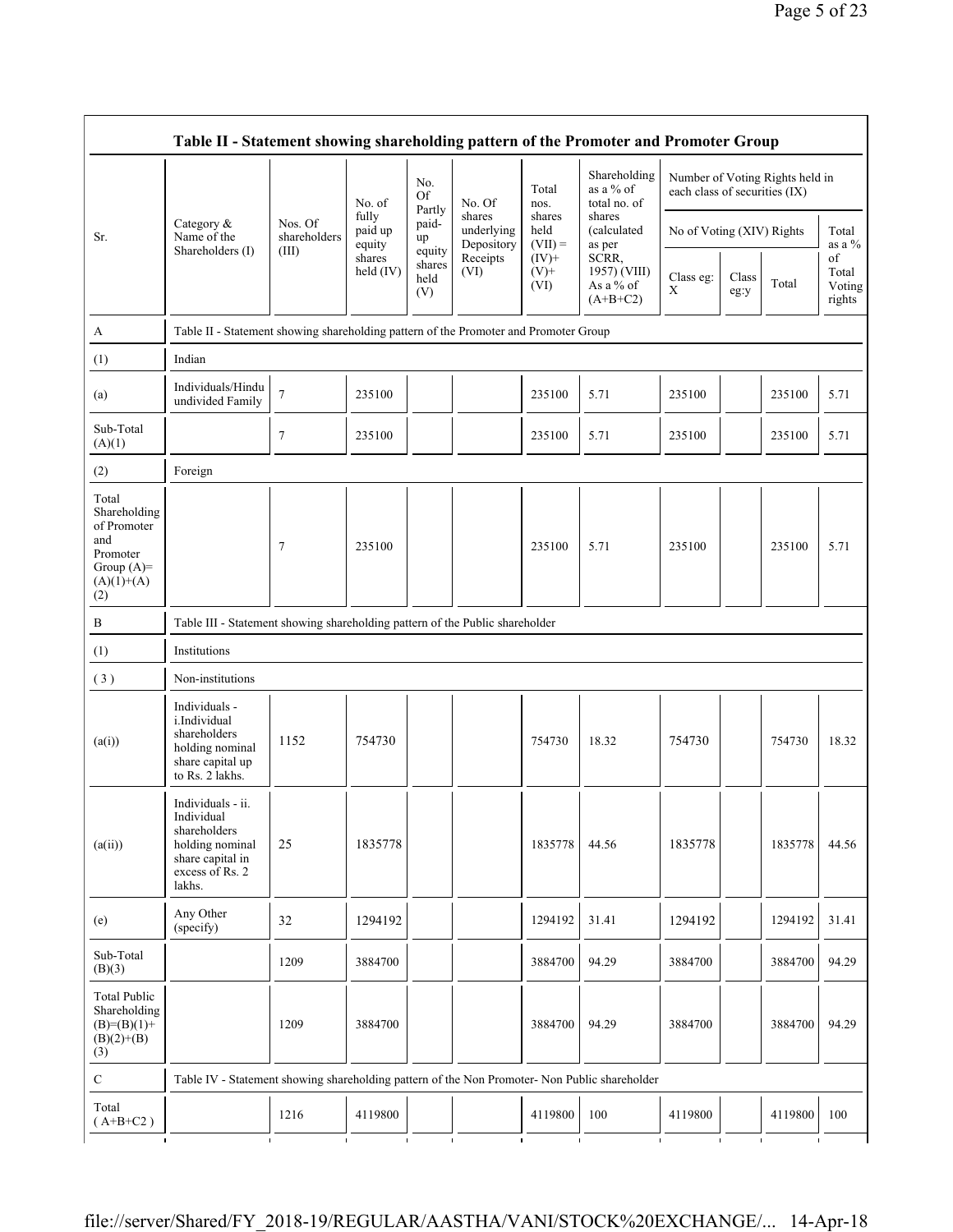| Table II - Statement showing shareholding pattern of the Promoter and Promoter Group | | | | | | | | | | | | |
|---|---|---|---|---|---|---|---|---|---|---|---|---|
| Sr. | Category & Name of the Shareholders (I) | Nos. Of shareholders (III) | No. of fully paid up equity shares held (IV) | No. Of Partly paid-up equity shares held (V) | No. Of shares underlying Depository Receipts (VI) | Total nos. shares held (VII) = (IV)+ (V)+ (VI) | Shareholding as a % of total no. of shares (calculated as per SCRR, 1957) (VIII) As a % of (A+B+C2) | Number of Voting Rights held in each class of securities (IX) | | | |
| | | | | | | | | No of Voting (XIV) Rights | | | Total as a % of Total Voting rights |
| | | | | | | | | Class eg: X | Class eg:y | Total | |
| A | Table II - Statement showing shareholding pattern of the Promoter and Promoter Group | | | | | | | | | | |
| (1) | Indian | | | | | | | | | | |
| (a) | Individuals/Hindu undivided Family | 7 | 235100 | | | 235100 | 5.71 | 235100 | | 235100 | 5.71 |
| Sub-Total (A)(1) | | 7 | 235100 | | | 235100 | 5.71 | 235100 | | 235100 | 5.71 |
| (2) | Foreign | | | | | | | | | | |
| Total Shareholding of Promoter and Promoter Group (A)= (A)(1)+(A)(2) | | 7 | 235100 | | | 235100 | 5.71 | 235100 | | 235100 | 5.71 |
| B | Table III - Statement showing shareholding pattern of the Public shareholder | | | | | | | | | | |
| (1) | Institutions | | | | | | | | | | |
| (3) | Non-institutions | | | | | | | | | | |
| (a(i)) | Individuals - i.Individual shareholders holding nominal share capital up to Rs. 2 lakhs. | 1152 | 754730 | | | 754730 | 18.32 | 754730 | | 754730 | 18.32 |
| (a(ii)) | Individuals - ii. Individual shareholders holding nominal share capital in excess of Rs. 2 lakhs. | 25 | 1835778 | | | 1835778 | 44.56 | 1835778 | | 1835778 | 44.56 |
| (e) | Any Other (specify) | 32 | 1294192 | | | 1294192 | 31.41 | 1294192 | | 1294192 | 31.41 |
| Sub-Total (B)(3) | | 1209 | 3884700 | | | 3884700 | 94.29 | 3884700 | | 3884700 | 94.29 |
| Total Public Shareholding (B)=(B)(1)+(B)(2)+(B)(3) | | 1209 | 3884700 | | | 3884700 | 94.29 | 3884700 | | 3884700 | 94.29 |
| C | Table IV - Statement showing shareholding pattern of the Non Promoter- Non Public shareholder | | | | | | | | | | |
| Total ( A+B+C2 ) | | 1216 | 4119800 | | | 4119800 | 100 | 4119800 | | 4119800 | 100 |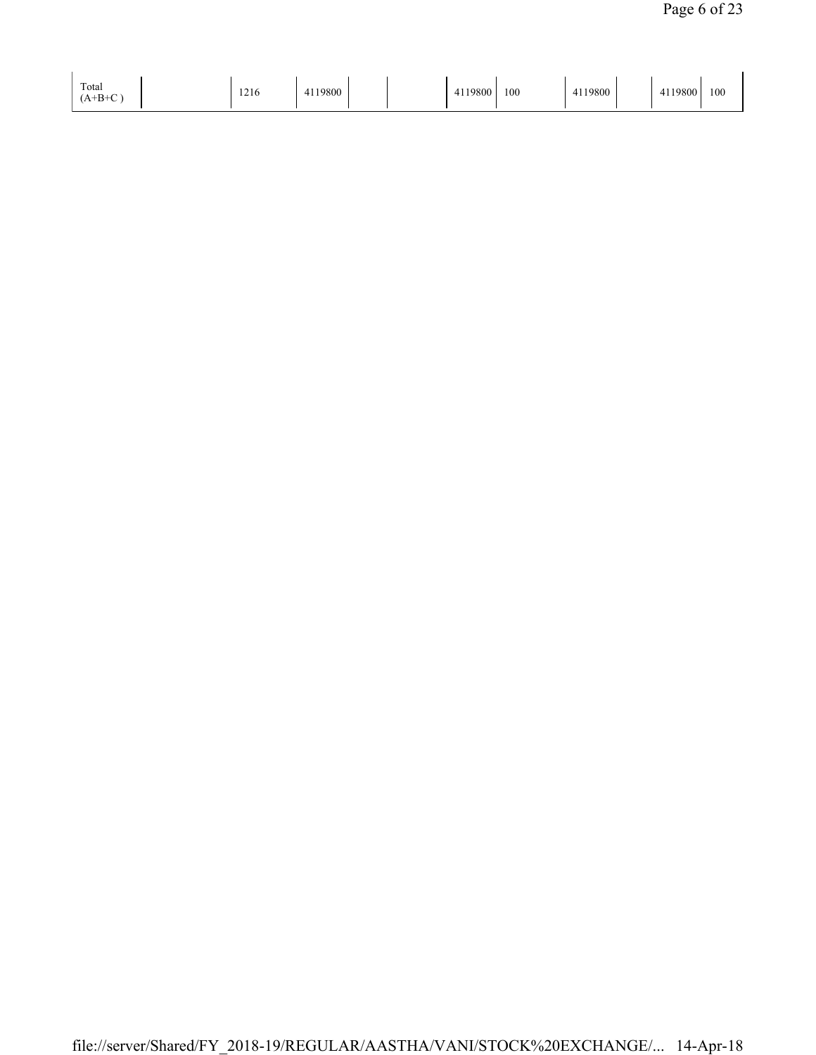| Total (A+B+C ) | | 1216 | 4119800 | | | 4119800 | 100 | 4119800 | | 4119800 | 100 |
|---|---|---|---|---|---|---|---|---|---|---|---|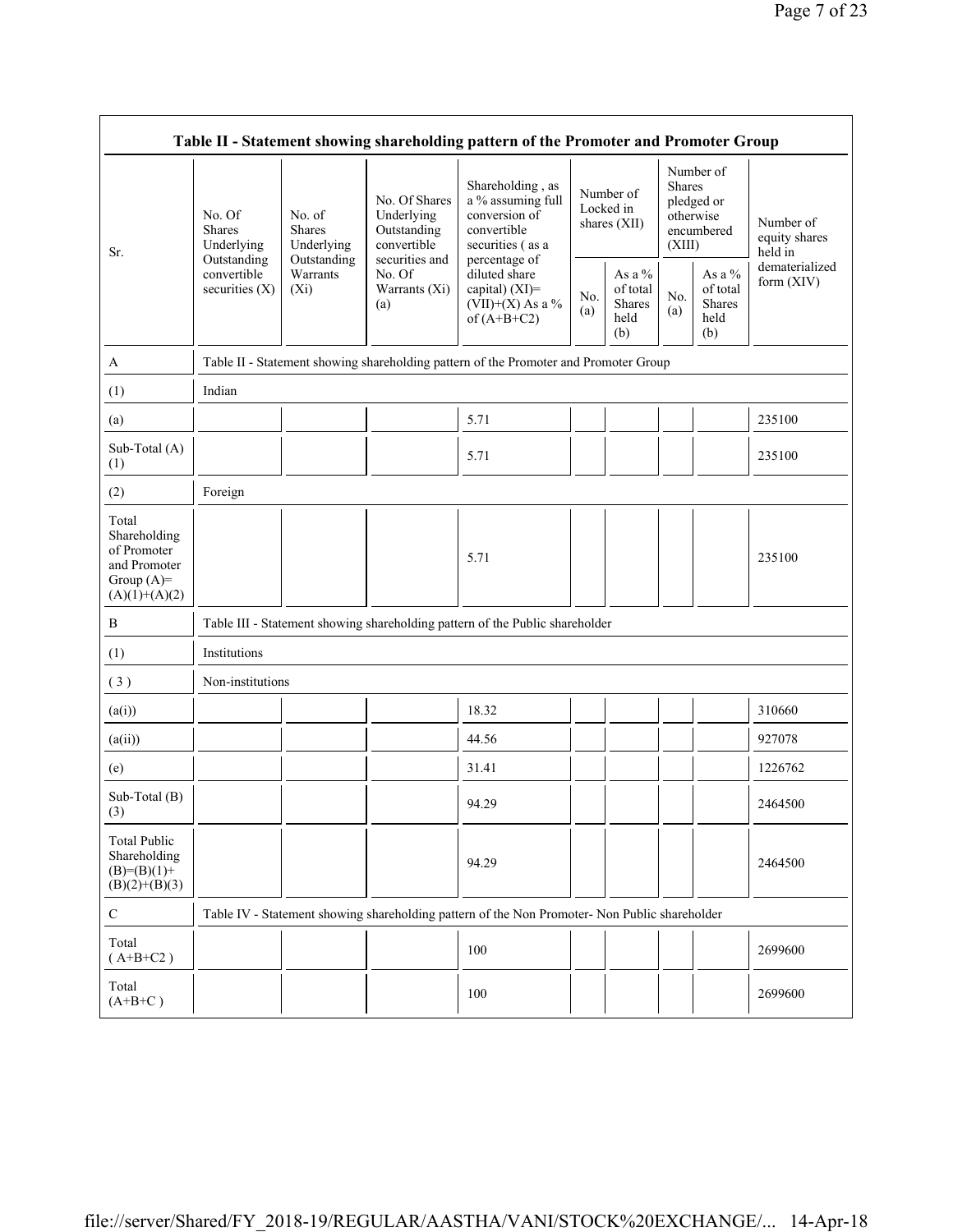| Table II - Statement showing shareholding pattern of the Promoter and Promoter Group | | | | | | | | | |
|---|---|---|---|---|---|---|---|---|---|
| Sr. | No. Of Shares Underlying Outstanding convertible securities (X) | No. of Shares Underlying Outstanding Warrants (Xi) | No. Of Shares Underlying Outstanding convertible securities and No. Of Warrants (Xi) (a) | Shareholding , as a % assuming full conversion of convertible securities ( as a percentage of diluted share capital) (XI)= (VII)+(X) As a % of (A+B+C2) | Number of Locked in shares (XII) | | Number of Shares pledged or otherwise encumbered (XIII) | | Number of equity shares held in dematerialized form (XIV) |
| | | | | | No. (a) | As a % of total Shares held (b) | No. (a) | As a % of total Shares held (b) | |
| A | Table II - Statement showing shareholding pattern of the Promoter and Promoter Group | | | | | | | | |
| (1) | Indian | | | | | | | | |
| (a) | | | | 5.71 | | | | | 235100 |
| Sub-Total (A) (1) | | | | 5.71 | | | | | 235100 |
| (2) | Foreign | | | | | | | | |
| Total Shareholding of Promoter and Promoter Group (A)= (A)(1)+(A)(2) | | | | 5.71 | | | | | 235100 |
| B | Table III - Statement showing shareholding pattern of the Public shareholder | | | | | | | | |
| (1) | Institutions | | | | | | | | |
| ( 3 ) | Non-institutions | | | | | | | | |
| (a(i)) | | | | 18.32 | | | | | 310660 |
| (a(ii)) | | | | 44.56 | | | | | 927078 |
| (e) | | | | 31.41 | | | | | 1226762 |
| Sub-Total (B) (3) | | | | 94.29 | | | | | 2464500 |
| Total Public Shareholding (B)=(B)(1)+ (B)(2)+(B)(3) | | | | 94.29 | | | | | 2464500 |
| C | Table IV - Statement showing shareholding pattern of the Non Promoter- Non Public shareholder | | | | | | | | |
| Total ( A+B+C2 ) | | | | 100 | | | | | 2699600 |
| Total (A+B+C ) | | | | 100 | | | | | 2699600 |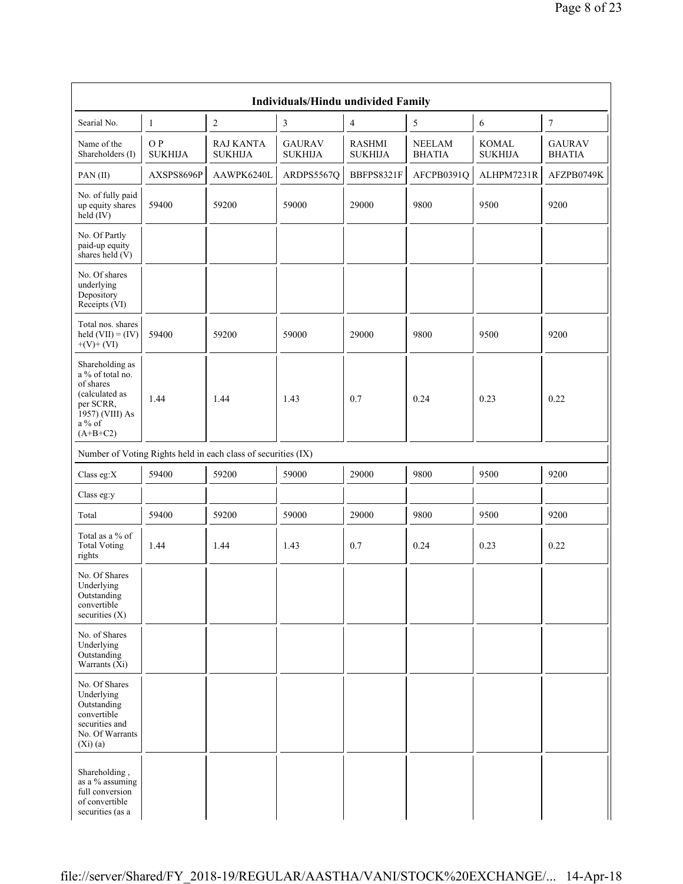| Individuals/Hindu undivided Family | | | | | | | |
|---|---|---|---|---|---|---|---|
| Searial No. | 1 | 2 | 3 | 4 | 5 | 6 | 7 |
| Name of the Shareholders (I) | O P SUKHIJA | RAJ KANTA SUKHIJA | GAURAV SUKHIJA | RASHMI SUKHIJA | NEELAM BHATIA | KOMAL SUKHIJA | GAURAV BHATIA |
| PAN (II) | AXSPS8696P | AAWPK6240L | ARDPS5567Q | BBFPS8321F | AFCPB0391Q | ALHPM7231R | AFZPB0749K |
| No. of fully paid up equity shares held (IV) | 59400 | 59200 | 59000 | 29000 | 9800 | 9500 | 9200 |
| No. Of Partly paid-up equity shares held (V) | | | | | | | |
| No. Of shares underlying Depository Receipts (VI) | | | | | | | |
| Total nos. shares held (VII) = (IV) +(V)+ (VI) | 59400 | 59200 | 59000 | 29000 | 9800 | 9500 | 9200 |
| Shareholding as a % of total no. of shares (calculated as per SCRR, 1957) (VIII) As a % of (A+B+C2) | 1.44 | 1.44 | 1.43 | 0.7 | 0.24 | 0.23 | 0.22 |
| Number of Voting Rights held in each class of securities (IX) | | | | | | | |
| Class eg:X | 59400 | 59200 | 59000 | 29000 | 9800 | 9500 | 9200 |
| Class eg:y | | | | | | | |
| Total | 59400 | 59200 | 59000 | 29000 | 9800 | 9500 | 9200 |
| Total as a % of Total Voting rights | 1.44 | 1.44 | 1.43 | 0.7 | 0.24 | 0.23 | 0.22 |
| No. Of Shares Underlying Outstanding convertible securities (X) | | | | | | | |
| No. of Shares Underlying Outstanding Warrants (Xi) | | | | | | | |
| No. Of Shares Underlying Outstanding convertible securities and No. Of Warrants (Xi) (a) | | | | | | | |
| Shareholding , as a % assuming full conversion of convertible securities (as a | | | | | | | |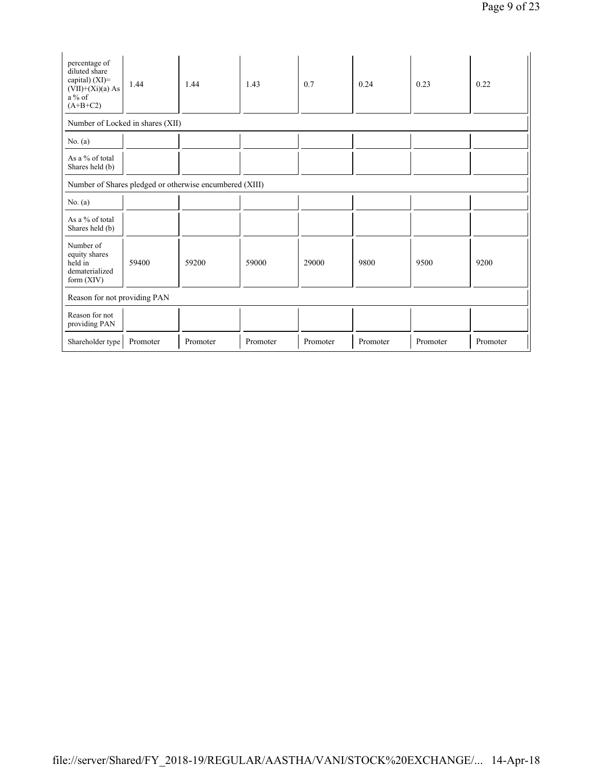| percentage of diluted share capital) (XI)= (VII)+(Xi)(a) As a % of (A+B+C2) | 1.44 | 1.44 | 1.43 | 0.7 | 0.24 | 0.23 | 0.22 |
|---|---|---|---|---|---|---|---|
| Number of Locked in shares (XII) | | | | | | | |
| No. (a) | | | | | | | |
| As a % of total Shares held (b) | | | | | | | |
| Number of Shares pledged or otherwise encumbered (XIII) | | | | | | | |
| No. (a) | | | | | | | |
| As a % of total Shares held (b) | | | | | | | |
| Number of equity shares held in dematerialized form (XIV) | 59400 | 59200 | 59000 | 29000 | 9800 | 9500 | 9200 |
| Reason for not providing PAN | | | | | | | |
| Reason for not providing PAN | | | | | | | |
| Shareholder type | Promoter | Promoter | Promoter | Promoter | Promoter | Promoter | Promoter |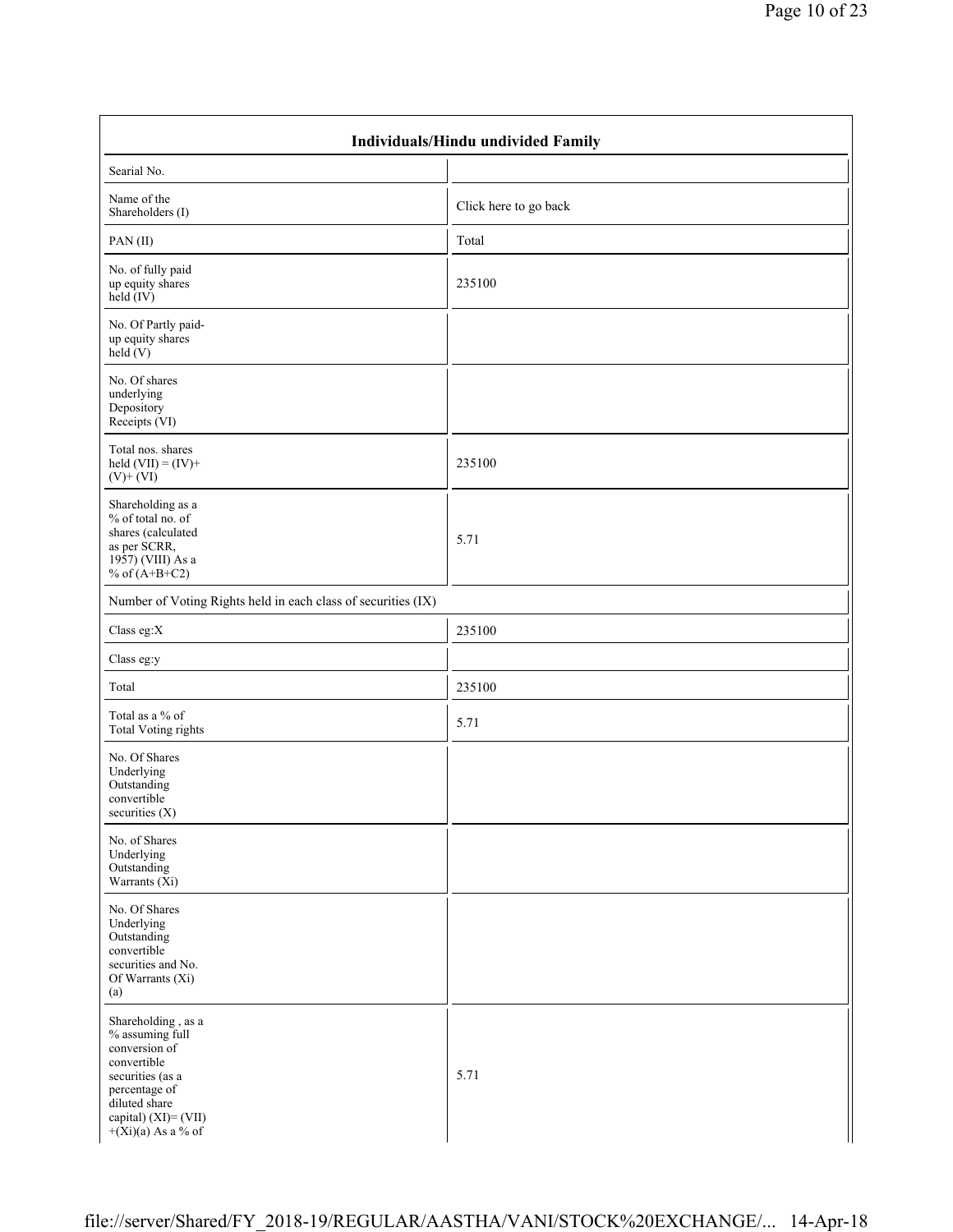| Individuals/Hindu undivided Family | |
|---|---|
| Searial No. | |
| Name of the Shareholders (I) | Click here to go back |
| PAN (II) | Total |
| No. of fully paid up equity shares held (IV) | 235100 |
| No. Of Partly paid-up equity shares held (V) | |
| No. Of shares underlying Depository Receipts (VI) | |
| Total nos. shares held (VII) = (IV)+(V)+ (VI) | 235100 |
| Shareholding as a % of total no. of shares (calculated as per SCRR, 1957) (VIII) As a % of (A+B+C2) | 5.71 |
| Number of Voting Rights held in each class of securities (IX) | |
| Class eg:X | 235100 |
| Class eg:y | |
| Total | 235100 |
| Total as a % of Total Voting rights | 5.71 |
| No. Of Shares Underlying Outstanding convertible securities (X) | |
| No. of Shares Underlying Outstanding Warrants (Xi) | |
| No. Of Shares Underlying Outstanding convertible securities and No. Of Warrants (Xi) (a) | |
| Shareholding , as a % assuming full conversion of convertible securities (as a percentage of diluted share capital) (XI)= (VII)+(Xi)(a) As a % of | 5.71 |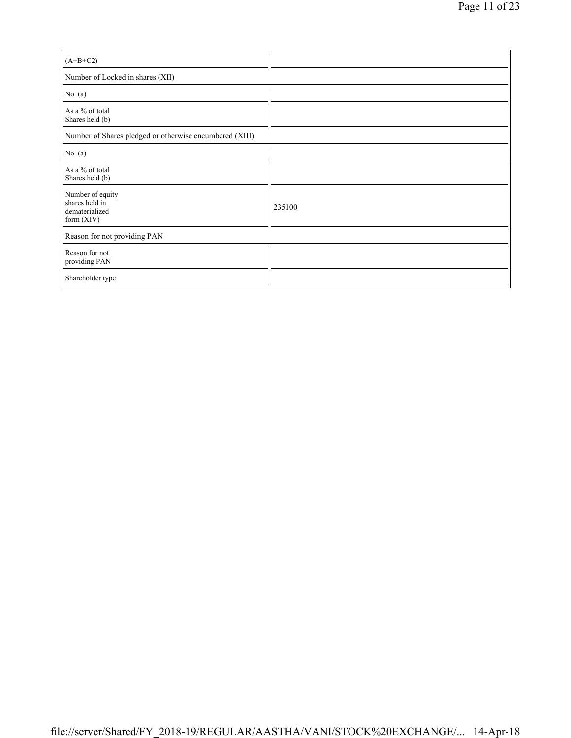| (A+B+C2) | |
|---|---|
| Number of Locked in shares (XII) | |
| No. (a) | |
| As a % of total Shares held (b) | |
| Number of Shares pledged or otherwise encumbered (XIII) | |
| No. (a) | |
| As a % of total Shares held (b) | |
| Number of equity shares held in dematerialized form (XIV) | 235100 |
| Reason for not providing PAN | |
| Reason for not providing PAN | |
| Shareholder type | |

file://server/Shared/FY_2018-19/REGULAR/AASTHA/VANI/STOCK%20EXCHANGE/... 14-Apr-18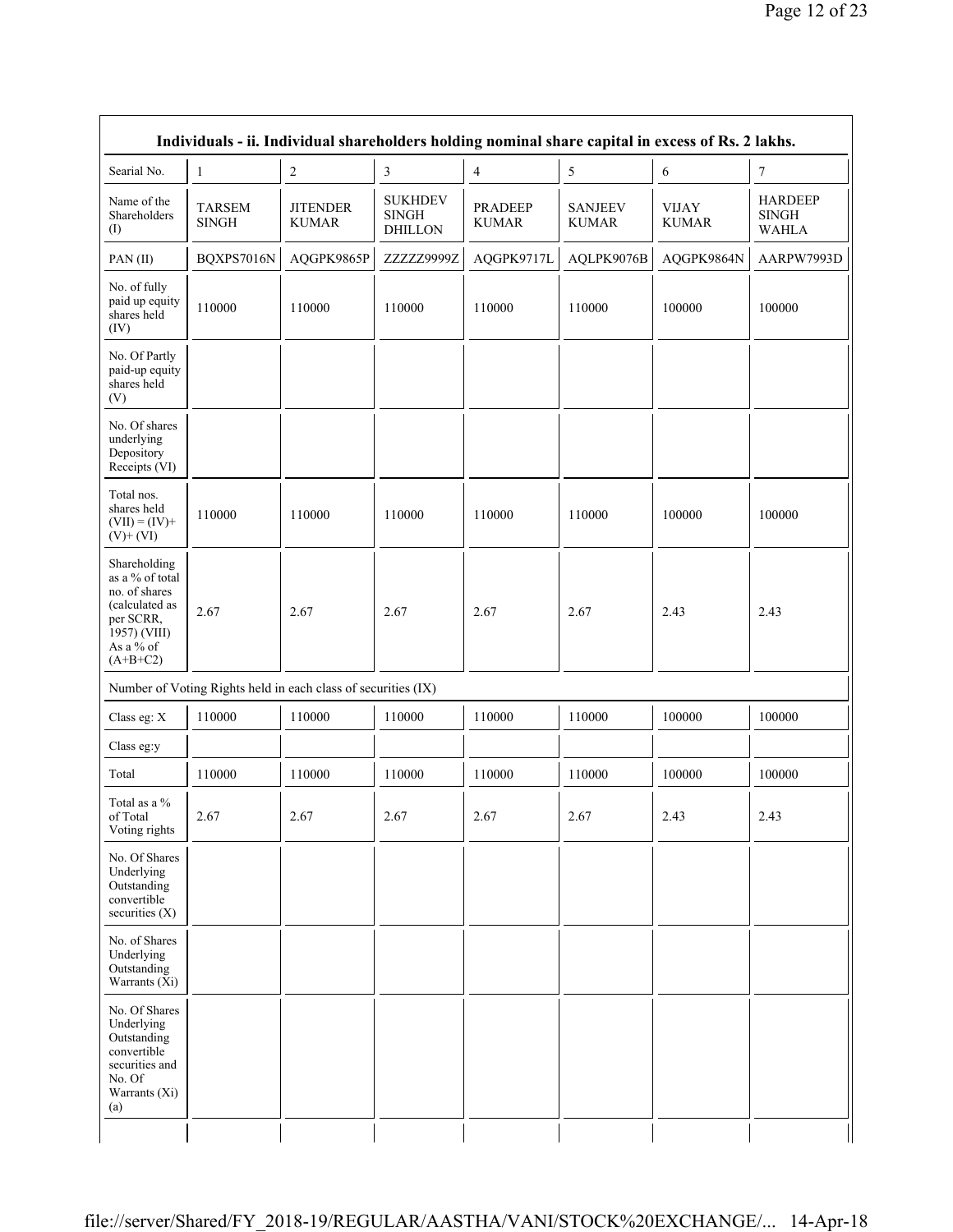| Individuals - ii. Individual shareholders holding nominal share capital in excess of Rs. 2 lakhs. | | | | | | | |
|---|---|---|---|---|---|---|---|
| Searial No. | 1 | 2 | 3 | 4 | 5 | 6 | 7 |
| Name of the Shareholders (I) | TARSEM SINGH | JITENDER KUMAR | SUKHDEV SINGH DHILLON | PRADEEP KUMAR | SANJEEV KUMAR | VIJAY KUMAR | HARDEEP SINGH WAHLA |
| PAN (II) | BQXPS7016N | AQGPK9865P | ZZZZZ9999Z | AQGPK9717L | AQLPK9076B | AQGPK9864N | AARPW7993D |
| No. of fully paid up equity shares held (IV) | 110000 | 110000 | 110000 | 110000 | 110000 | 100000 | 100000 |
| No. Of Partly paid-up equity shares held (V) | | | | | | | |
| No. Of shares underlying Depository Receipts (VI) | | | | | | | |
| Total nos. shares held (VII) = (IV)+ (V)+ (VI) | 110000 | 110000 | 110000 | 110000 | 110000 | 100000 | 100000 |
| Shareholding as a % of total no. of shares (calculated as per SCRR, 1957) (VIII) As a % of (A+B+C2) | 2.67 | 2.67 | 2.67 | 2.67 | 2.67 | 2.43 | 2.43 |
| Number of Voting Rights held in each class of securities (IX) | | | | | | | |
| Class eg: X | 110000 | 110000 | 110000 | 110000 | 110000 | 100000 | 100000 |
| Class eg:y | | | | | | | |
| Total | 110000 | 110000 | 110000 | 110000 | 110000 | 100000 | 100000 |
| Total as a % of Total Voting rights | 2.67 | 2.67 | 2.67 | 2.67 | 2.67 | 2.43 | 2.43 |
| No. Of Shares Underlying Outstanding convertible securities (X) | | | | | | | |
| No. of Shares Underlying Outstanding Warrants (Xi) | | | | | | | |
| No. Of Shares Underlying Outstanding convertible securities and No. Of Warrants (Xi) (a) | | | | | | | |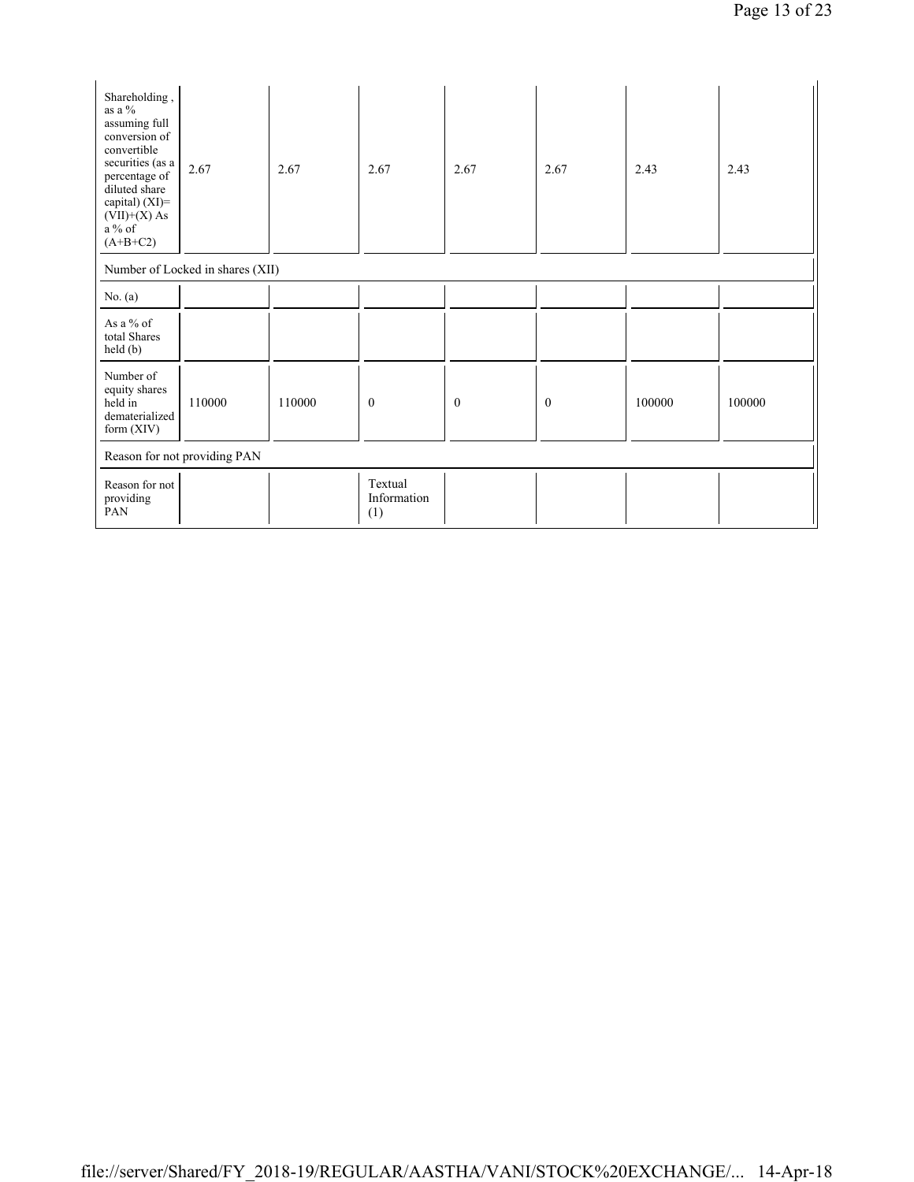| Shareholding , as a % assuming full conversion of convertible securities (as a percentage of diluted share capital) (XI)= (VII)+(X) As a % of (A+B+C2) | 2.67 | 2.67 | 2.67 | 2.67 | 2.67 | 2.43 | 2.43 |
|---|---|---|---|---|---|---|---|
| Number of Locked in shares (XII) | | | | | | | |
| No. (a) | | | | | | | |
| As a % of total Shares held (b) | | | | | | | |
| Number of equity shares held in dematerialized form (XIV) | 110000 | 110000 | 0 | 0 | 0 | 100000 | 100000 |
| Reason for not providing PAN | | | | | | | |
| Reason for not providing PAN | | | Textual Information (1) | | | | |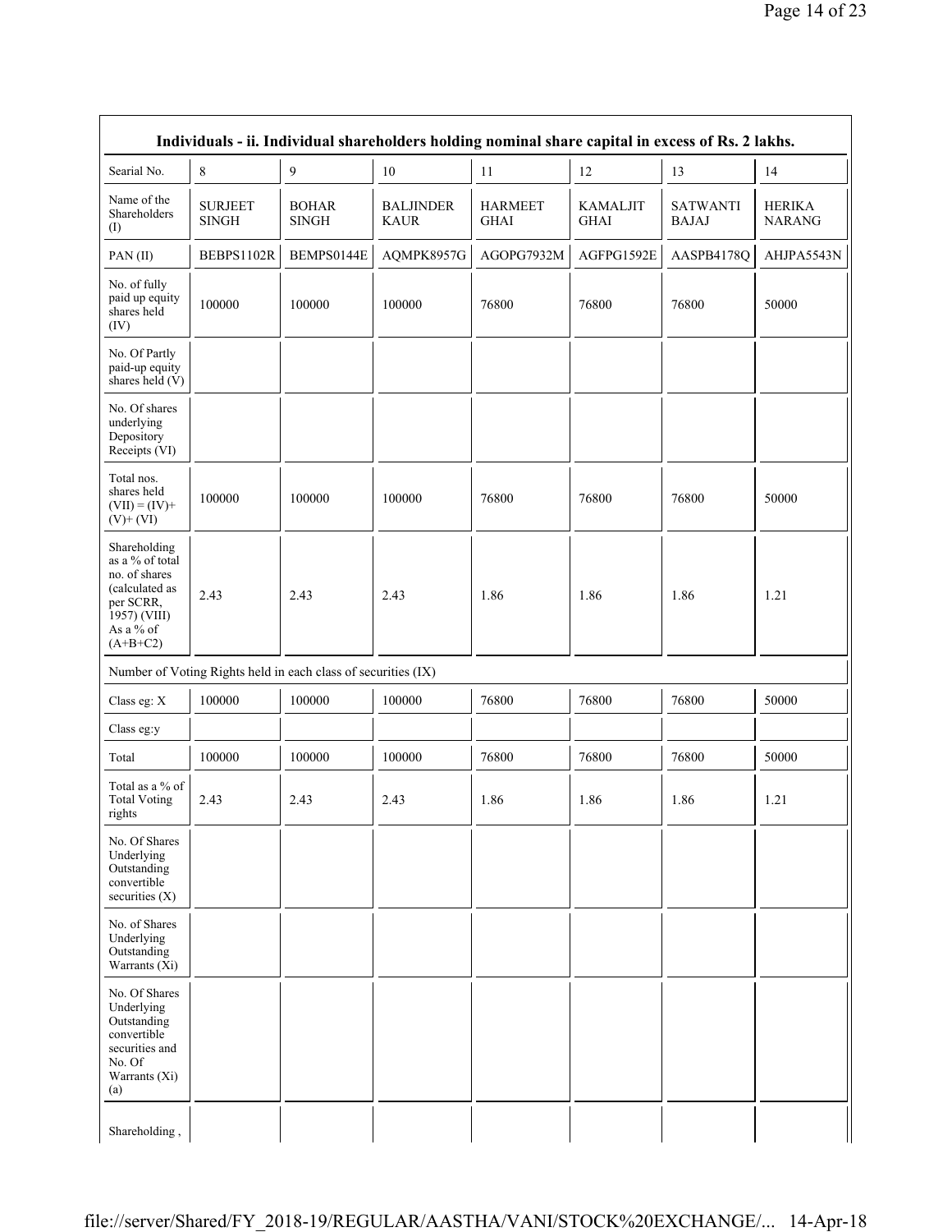| Individuals - ii. Individual shareholders holding nominal share capital in excess of Rs. 2 lakhs. | | | | | | | |
|---|---|---|---|---|---|---|---|
| Searial No. | 8 | 9 | 10 | 11 | 12 | 13 | 14 |
| Name of the Shareholders (I) | SURJEET SINGH | BOHAR SINGH | BALJINDER KAUR | HARMEET GHAI | KAMALJIT GHAI | SATWANTI BAJAJ | HERIKA NARANG |
| PAN (II) | BEBPS1102R | BEMPS0144E | AQMPK8957G | AGOPG7932M | AGFPG1592E | AASPB4178Q | AHJPA5543N |
| No. of fully paid up equity shares held (IV) | 100000 | 100000 | 100000 | 76800 | 76800 | 76800 | 50000 |
| No. Of Partly paid-up equity shares held (V) | | | | | | | |
| No. Of shares underlying Depository Receipts (VI) | | | | | | | |
| Total nos. shares held (VII) = (IV)+ (V)+ (VI) | 100000 | 100000 | 100000 | 76800 | 76800 | 76800 | 50000 |
| Shareholding as a % of total no. of shares (calculated as per SCRR, 1957) (VIII) As a % of (A+B+C2) | 2.43 | 2.43 | 2.43 | 1.86 | 1.86 | 1.86 | 1.21 |
| Number of Voting Rights held in each class of securities (IX) | | | | | | | |
| Class eg: X | 100000 | 100000 | 100000 | 76800 | 76800 | 76800 | 50000 |
| Class eg:y | | | | | | | |
| Total | 100000 | 100000 | 100000 | 76800 | 76800 | 76800 | 50000 |
| Total as a % of Total Voting rights | 2.43 | 2.43 | 2.43 | 1.86 | 1.86 | 1.86 | 1.21 |
| No. Of Shares Underlying Outstanding convertible securities (X) | | | | | | | |
| No. of Shares Underlying Outstanding Warrants (Xi) | | | | | | | |
| No. Of Shares Underlying Outstanding convertible securities and No. Of Warrants (Xi) (a) | | | | | | | |
| Shareholding , | | | | | | | |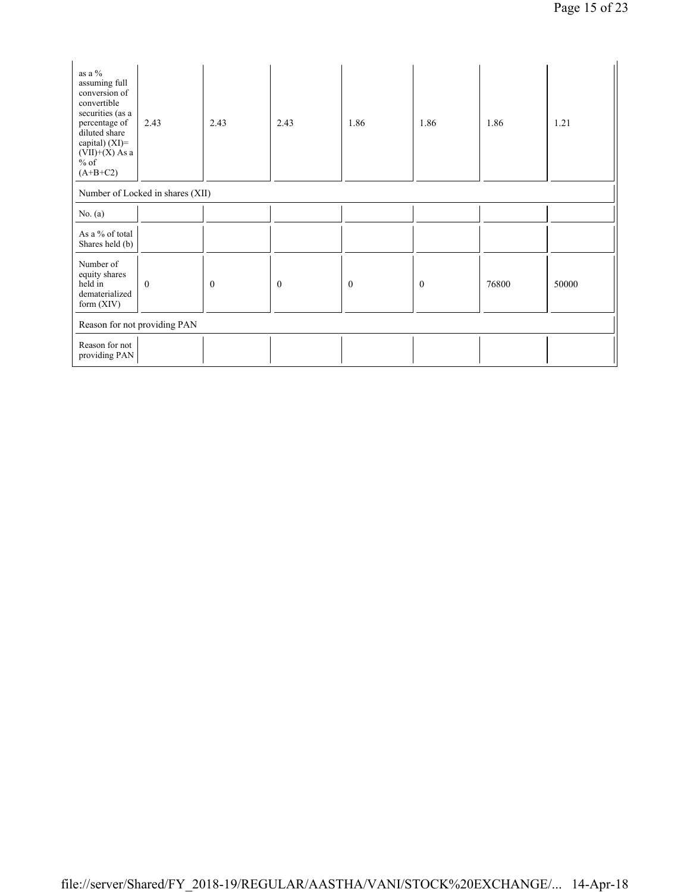| | | | | | | | |
|---|---|---|---|---|---|---|---|
| as a % assuming full conversion of convertible securities (as a percentage of diluted share capital) (XI)= (VII)+(X) As a % of (A+B+C2) | 2.43 | 2.43 | 2.43 | 1.86 | 1.86 | 1.86 | 1.21 |
| Number of Locked in shares (XII) | | | | | | | |
| No. (a) | | | | | | | |
| As a % of total Shares held (b) | | | | | | | |
| Number of equity shares held in dematerialized form (XIV) | 0 | 0 | 0 | 0 | 0 | 76800 | 50000 |
| Reason for not providing PAN | | | | | | | |
| Reason for not providing PAN | | | | | | | |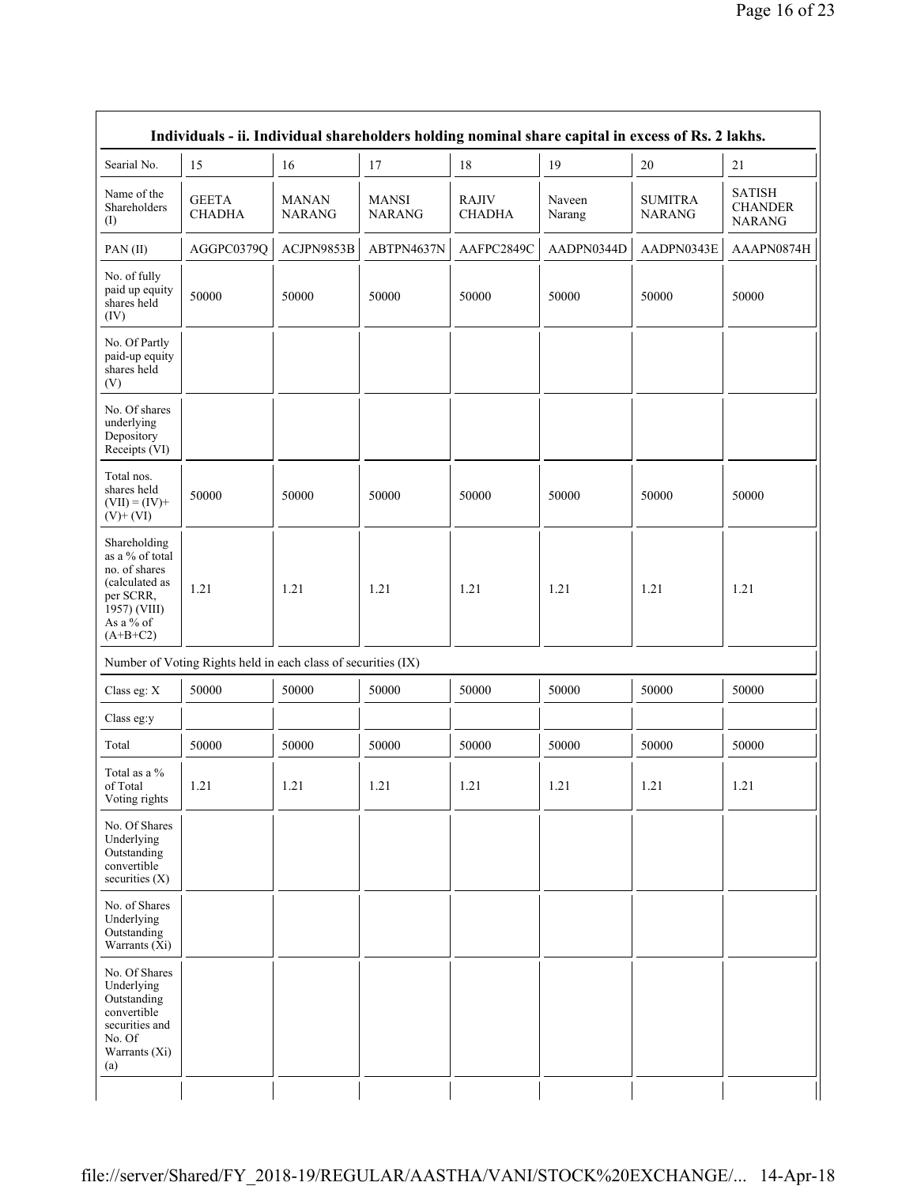| Individuals - ii. Individual shareholders holding nominal share capital in excess of Rs. 2 lakhs. | | | | | | | |
|---|---|---|---|---|---|---|---|
| Searial No. | 15 | 16 | 17 | 18 | 19 | 20 | 21 |
| Name of the Shareholders (I) | GEETA CHADHA | MANAN NARANG | MANSI NARANG | RAJIV CHADHA | Naveen Narang | SUMITRA NARANG | SATISH CHANDER NARANG |
| PAN (II) | AGGPC0379Q | ACJPN9853B | ABTPN4637N | AAFPC2849C | AADPN0344D | AADPN0343E | AAAPN0874H |
| No. of fully paid up equity shares held (IV) | 50000 | 50000 | 50000 | 50000 | 50000 | 50000 | 50000 |
| No. Of Partly paid-up equity shares held (V) | | | | | | | |
| No. Of shares underlying Depository Receipts (VI) | | | | | | | |
| Total nos. shares held (VII) = (IV)+ (V)+ (VI) | 50000 | 50000 | 50000 | 50000 | 50000 | 50000 | 50000 |
| Shareholding as a % of total no. of shares (calculated as per SCRR, 1957) (VIII) As a % of (A+B+C2) | 1.21 | 1.21 | 1.21 | 1.21 | 1.21 | 1.21 | 1.21 |
| Number of Voting Rights held in each class of securities (IX) | | | | | | | |
| Class eg: X | 50000 | 50000 | 50000 | 50000 | 50000 | 50000 | 50000 |
| Class eg:y | | | | | | | |
| Total | 50000 | 50000 | 50000 | 50000 | 50000 | 50000 | 50000 |
| Total as a % of Total Voting rights | 1.21 | 1.21 | 1.21 | 1.21 | 1.21 | 1.21 | 1.21 |
| No. Of Shares Underlying Outstanding convertible securities (X) | | | | | | | |
| No. of Shares Underlying Outstanding Warrants (Xi) | | | | | | | |
| No. Of Shares Underlying Outstanding convertible securities and No. Of Warrants (Xi) (a) | | | | | | | |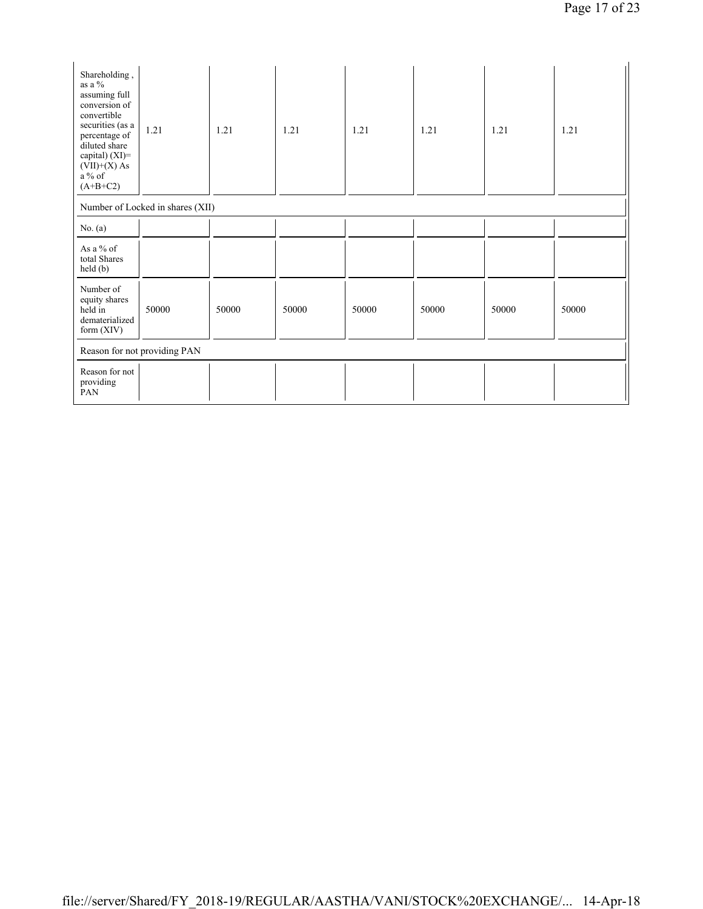| Shareholding , as a % assuming full conversion of convertible securities (as a percentage of diluted share capital) (XI)= (VII)+(X) As a % of (A+B+C2) | 1.21 | 1.21 | 1.21 | 1.21 | 1.21 | 1.21 | 1.21 |
|---|---|---|---|---|---|---|---|
| Number of Locked in shares (XII) | | | | | | | |
| No. (a) | | | | | | | |
| As a % of total Shares held (b) | | | | | | | |
| Number of equity shares held in dematerialized form (XIV) | 50000 | 50000 | 50000 | 50000 | 50000 | 50000 | 50000 |
| Reason for not providing PAN | | | | | | | |
| Reason for not providing PAN | | | | | | | |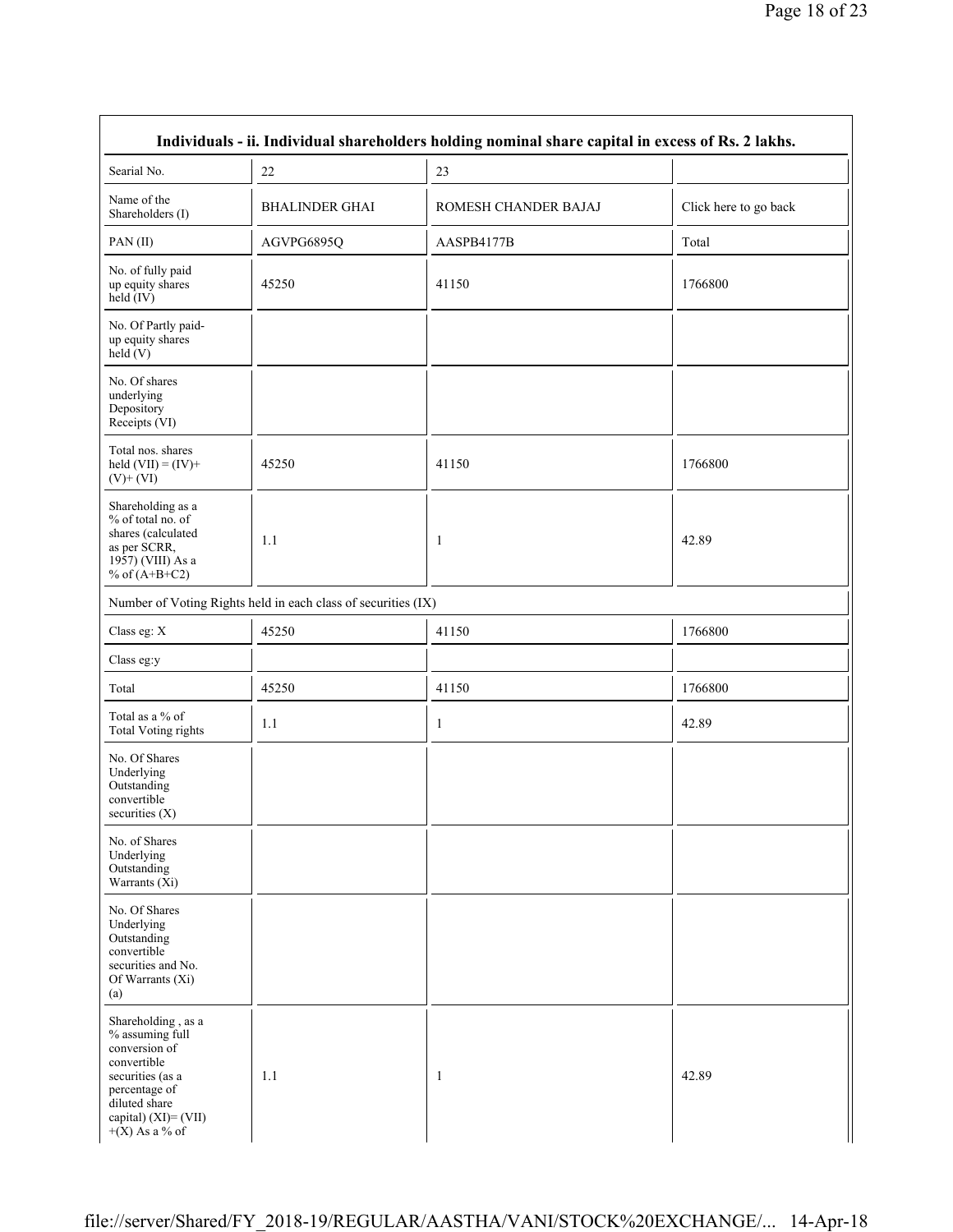| Individuals - ii. Individual shareholders holding nominal share capital in excess of Rs. 2 lakhs. | | | |
|---|---|---|---|
| Searial No. | 22 | 23 | |
| Name of the Shareholders (I) | BHALINDER GHAI | ROMESH CHANDER BAJAJ | Click here to go back |
| PAN (II) | AGVPG6895Q | AASPB4177B | Total |
| No. of fully paid up equity shares held (IV) | 45250 | 41150 | 1766800 |
| No. Of Partly paid-up equity shares held (V) | | | |
| No. Of shares underlying Depository Receipts (VI) | | | |
| Total nos. shares held (VII) = (IV)+ (V)+ (VI) | 45250 | 41150 | 1766800 |
| Shareholding as a % of total no. of shares (calculated as per SCRR, 1957) (VIII) As a % of (A+B+C2) | 1.1 | 1 | 42.89 |
| Number of Voting Rights held in each class of securities (IX) | | | |
| Class eg: X | 45250 | 41150 | 1766800 |
| Class eg:y | | | |
| Total | 45250 | 41150 | 1766800 |
| Total as a % of Total Voting rights | 1.1 | 1 | 42.89 |
| No. Of Shares Underlying Outstanding convertible securities (X) | | | |
| No. of Shares Underlying Outstanding Warrants (Xi) | | | |
| No. Of Shares Underlying Outstanding convertible securities and No. Of Warrants (Xi) (a) | | | |
| Shareholding , as a % assuming full conversion of convertible securities (as a percentage of diluted share capital) (XI)= (VII) +(X) As a % of | 1.1 | 1 | 42.89 |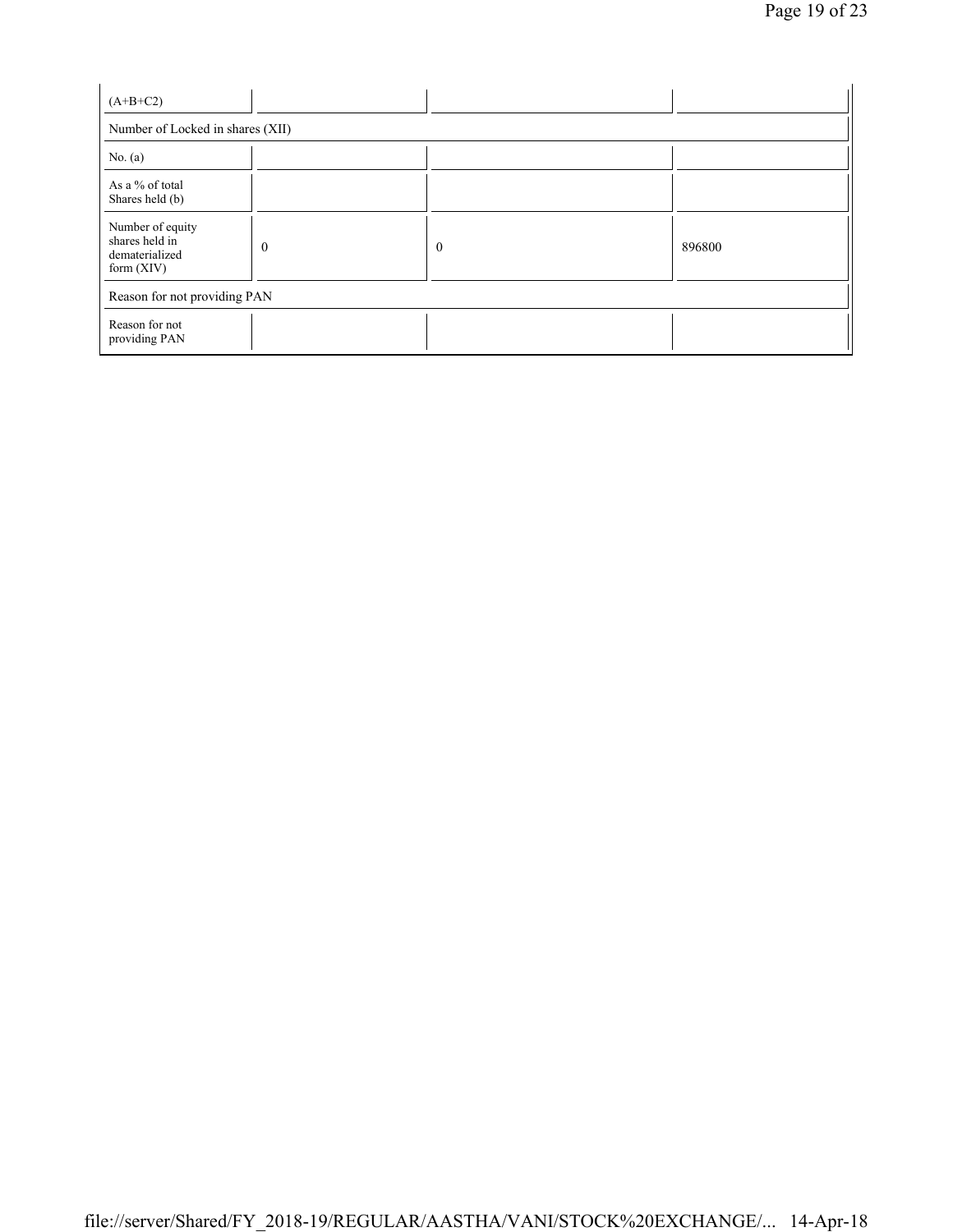| (A+B+C2) | | | |
|---|---|---|---|
| Number of Locked in shares (XII) | | | |
| No. (a) | | | |
| As a % of total Shares held (b) | | | |
| Number of equity shares held in dematerialized form (XIV) | 0 | 0 | 896800 |
| Reason for not providing PAN | | | |
| Reason for not providing PAN | | | |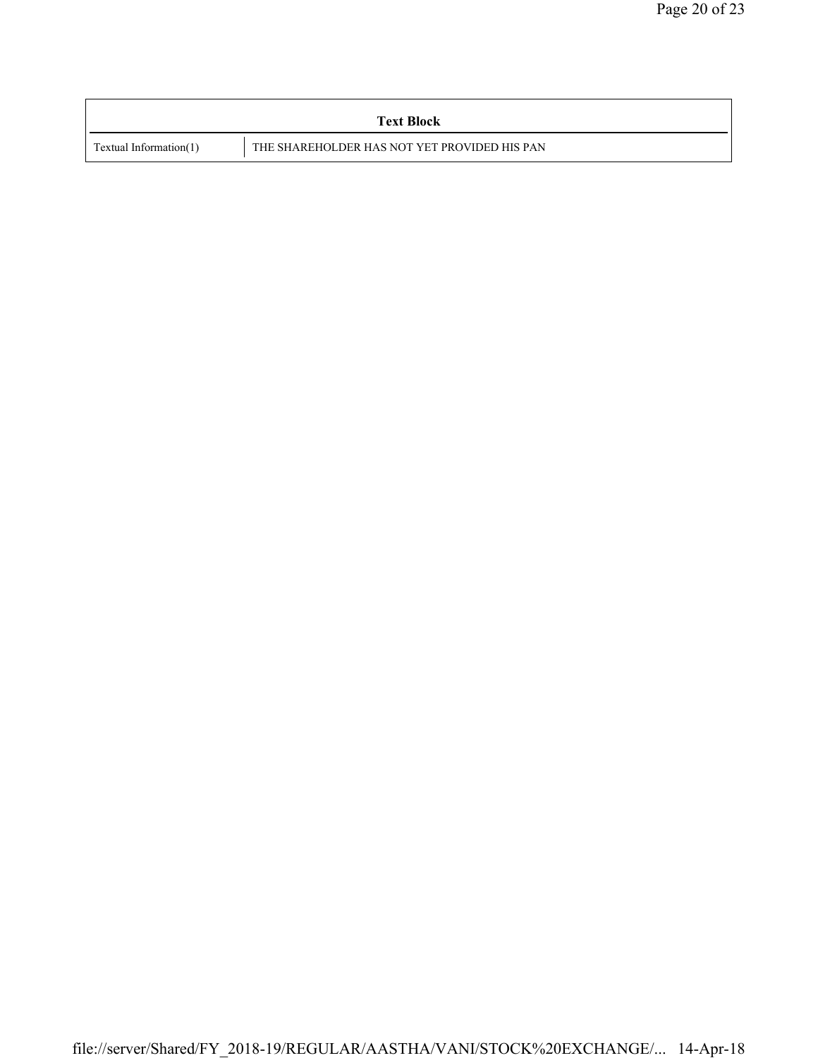| Text Block | |
|---|---|
| Textual Information(1) | THE SHAREHOLDER HAS NOT YET PROVIDED HIS PAN |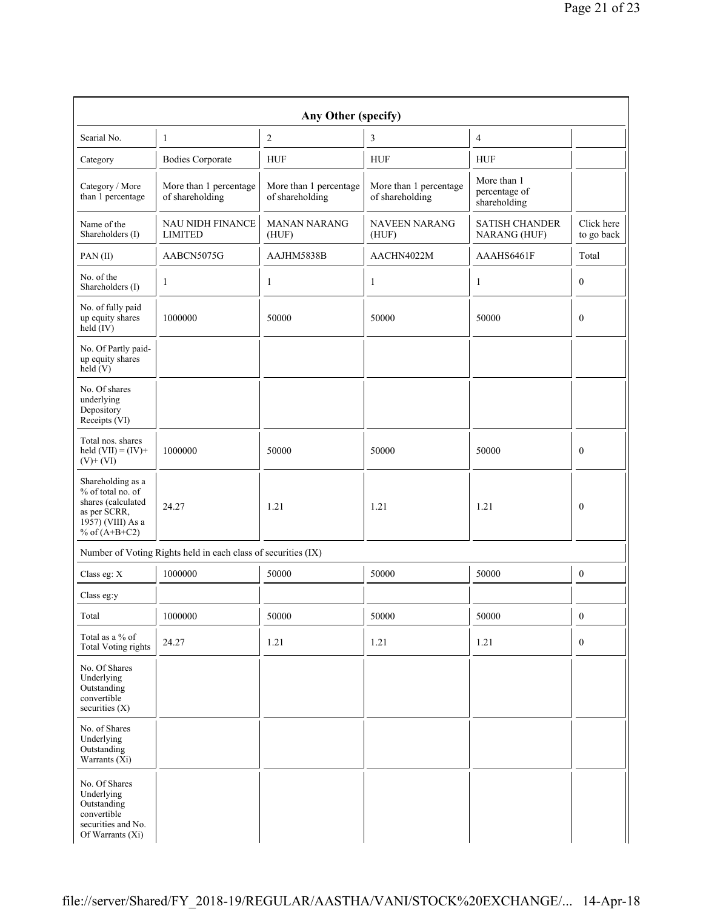| Any Other (specify) | | | | | |
|---|---|---|---|---|---|
| Searial No. | 1 | 2 | 3 | 4 | |
| Category | Bodies Corporate | HUF | HUF | HUF | |
| Category / More than 1 percentage | More than 1 percentage of shareholding | More than 1 percentage of shareholding | More than 1 percentage of shareholding | More than 1 percentage of shareholding | |
| Name of the Shareholders (I) | NAU NIDH FINANCE LIMITED | MANAN NARANG (HUF) | NAVEEN NARANG (HUF) | SATISH CHANDER NARANG (HUF) | Click here to go back |
| PAN (II) | AABCN5075G | AAJHM5838B | AACHN4022M | AAAHS6461F | Total |
| No. of the Shareholders (I) | 1 | 1 | 1 | 1 | 0 |
| No. of fully paid up equity shares held (IV) | 1000000 | 50000 | 50000 | 50000 | 0 |
| No. Of Partly paid-up equity shares held (V) | | | | | |
| No. Of shares underlying Depository Receipts (VI) | | | | | |
| Total nos. shares held (VII) = (IV)+ (V)+ (VI) | 1000000 | 50000 | 50000 | 50000 | 0 |
| Shareholding as a % of total no. of shares (calculated as per SCRR, 1957) (VIII) As a % of (A+B+C2) | 24.27 | 1.21 | 1.21 | 1.21 | 0 |
| Number of Voting Rights held in each class of securities (IX) | | | | | |
| Class eg: X | 1000000 | 50000 | 50000 | 50000 | 0 |
| Class eg:y | | | | | |
| Total | 1000000 | 50000 | 50000 | 50000 | 0 |
| Total as a % of Total Voting rights | 24.27 | 1.21 | 1.21 | 1.21 | 0 |
| No. Of Shares Underlying Outstanding convertible securities (X) | | | | | |
| No. of Shares Underlying Outstanding Warrants (Xi) | | | | | |
| No. Of Shares Underlying Outstanding convertible securities and No. Of Warrants (Xi) | | | | | |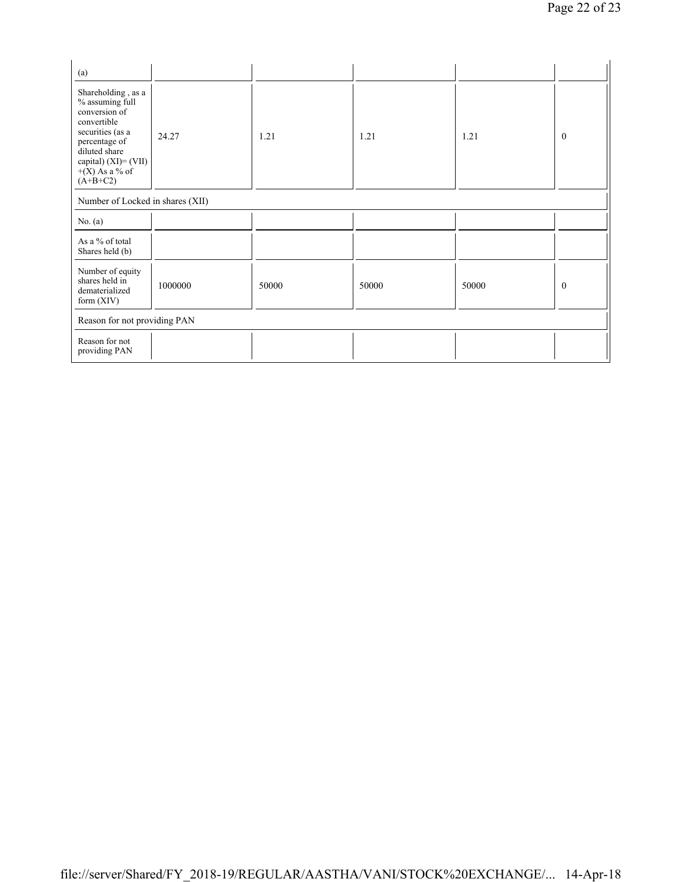| (a) | | | | | |
|---|---|---|---|---|---|
| Shareholding , as a % assuming full conversion of convertible securities (as a percentage of diluted share capital) (XI)= (VII)+(X) As a % of (A+B+C2) | 24.27 | 1.21 | 1.21 | 1.21 | 0 |
| Number of Locked in shares (XII) | | | | | |
| No. (a) | | | | | |
| As a % of total Shares held (b) | | | | | |
| Number of equity shares held in dematerialized form (XIV) | 1000000 | 50000 | 50000 | 50000 | 0 |
| Reason for not providing PAN | | | | | |
| Reason for not providing PAN | | | | | |